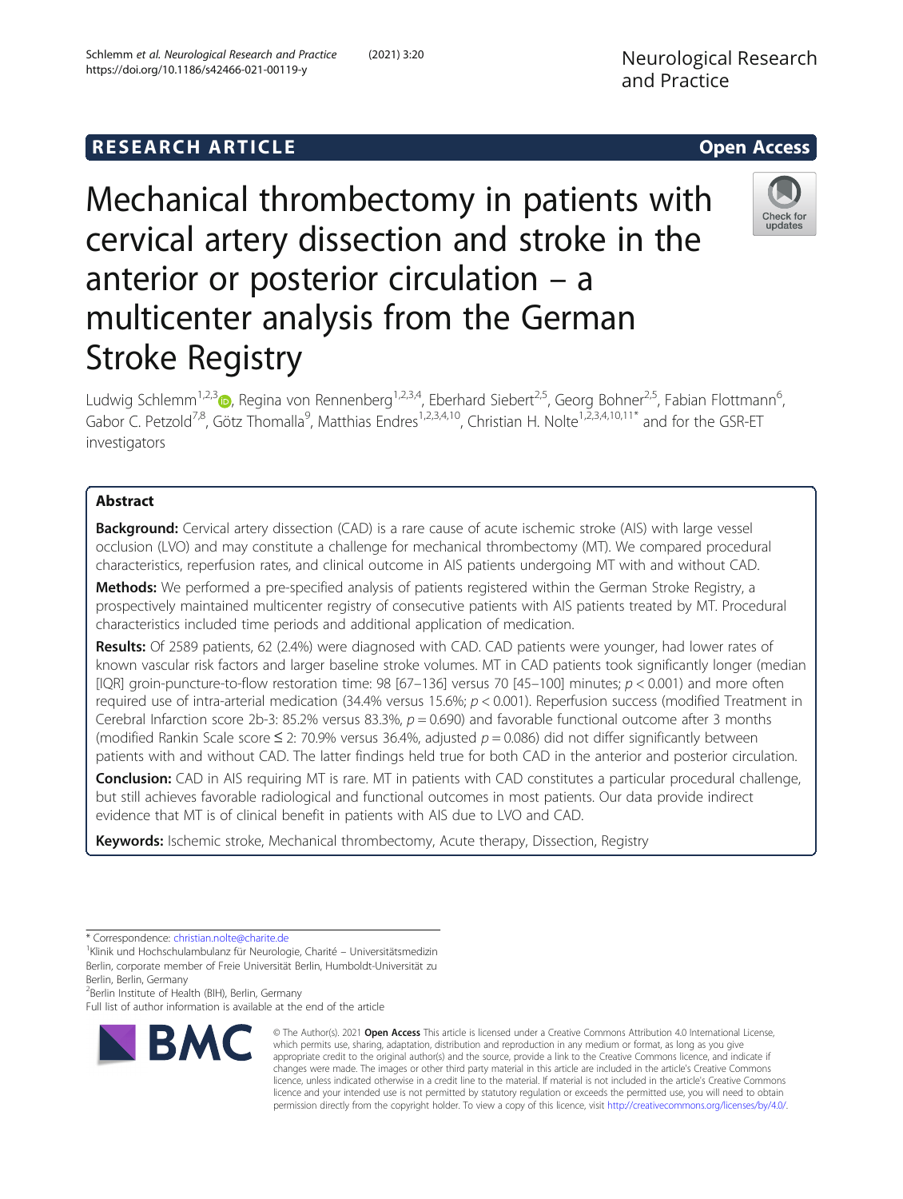RESEARCH ARTICLE

Open Access

# Mechanical thrombectomy in patients with cervical artery dissection and stroke in the anterior or posterior circulation – a multicenter analysis from the German Stroke Registry

Ludwig Schlemm[1,2,3], Regina von Rennenberg[1,2,3,4], Eberhard Siebert[2,5], Georg Bohner[2,5], Fabian Flottmann[6], Gabor C. Petzold[7,8], Götz Thomalla[9], Matthias Endres[1,2,3,4,10], Christian H. Nolte[1,2,3,4,10,11*] and for the GSR-ET investigators

## Abstract

**Background:** Cervical artery dissection (CAD) is a rare cause of acute ischemic stroke (AIS) with large vessel occlusion (LVO) and may constitute a challenge for mechanical thrombectomy (MT). We compared procedural characteristics, reperfusion rates, and clinical outcome in AIS patients undergoing MT with and without CAD.

**Methods:** We performed a pre-specified analysis of patients registered within the German Stroke Registry, a prospectively maintained multicenter registry of consecutive patients with AIS patients treated by MT. Procedural characteristics included time periods and additional application of medication.

**Results:** Of 2589 patients, 62 (2.4%) were diagnosed with CAD. CAD patients were younger, had lower rates of known vascular risk factors and larger baseline stroke volumes. MT in CAD patients took significantly longer (median [IQR] groin-puncture-to-flow restoration time: 98 [67–136] versus 70 [45–100] minutes; $p < 0.001$) and more often required use of intra-arterial medication (34.4% versus 15.6%; $p < 0.001$). Reperfusion success (modified Treatment in Cerebral Infarction score 2b-3: 85.2% versus 83.3%, $p = 0.690$) and favorable functional outcome after 3 months (modified Rankin Scale score ≤ 2: 70.9% versus 36.4%, adjusted $p = 0.086$) did not differ significantly between patients with and without CAD. The latter findings held true for both CAD in the anterior and posterior circulation.

**Conclusion:** CAD in AIS requiring MT is rare. MT in patients with CAD constitutes a particular procedural challenge, but still achieves favorable radiological and functional outcomes in most patients. Our data provide indirect evidence that MT is of clinical benefit in patients with AIS due to LVO and CAD.

**Keywords:** Ischemic stroke, Mechanical thrombectomy, Acute therapy, Dissection, Registry

---

\* Correspondence: christian.nolte@charite.de
[1]Klinik und Hochschulambulanz für Neurologie, Charité – Universitätsmedizin Berlin, corporate member of Freie Universität Berlin, Humboldt-Universität zu Berlin, Berlin, Germany
[2]Berlin Institute of Health (BIH), Berlin, Germany
Full list of author information is available at the end of the article

© The Author(s). 2021 **Open Access** This article is licensed under a Creative Commons Attribution 4.0 International License, which permits use, sharing, adaptation, distribution and reproduction in any medium or format, as long as you give appropriate credit to the original author(s) and the source, provide a link to the Creative Commons licence, and indicate if changes were made. The images or other third party material in this article are included in the article's Creative Commons licence, unless indicated otherwise in a credit line to the material. If material is not included in the article's Creative Commons licence and your intended use is not permitted by statutory regulation or exceeds the permitted use, you will need to obtain permission directly from the copyright holder. To view a copy of this licence, visit http://creativecommons.org/licenses/by/4.0/.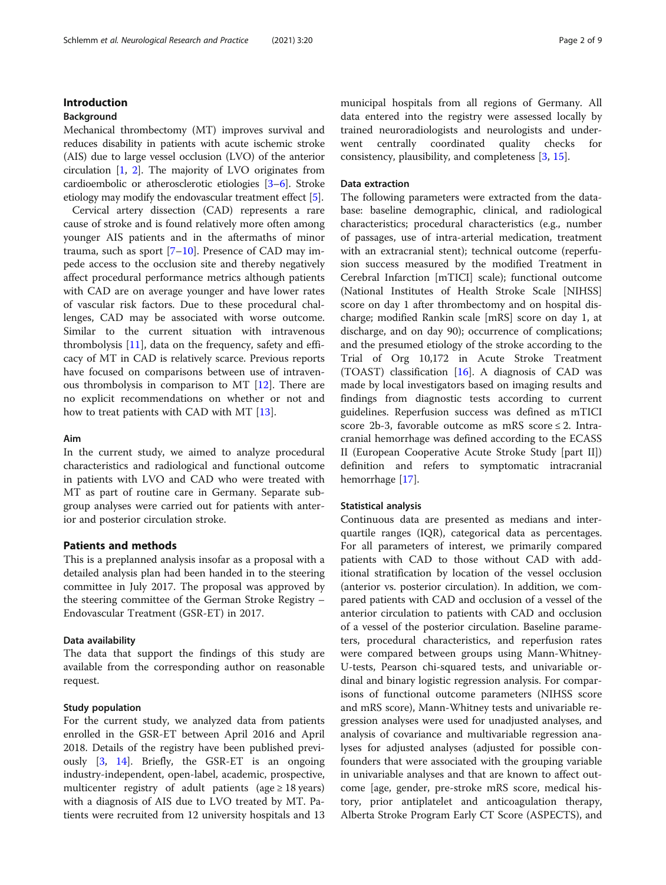## Introduction

### Background

Mechanical thrombectomy (MT) improves survival and reduces disability in patients with acute ischemic stroke (AIS) due to large vessel occlusion (LVO) of the anterior circulation [1, 2]. The majority of LVO originates from cardioembolic or atherosclerotic etiologies [3–6]. Stroke etiology may modify the endovascular treatment effect [5].

Cervical artery dissection (CAD) represents a rare cause of stroke and is found relatively more often among younger AIS patients and in the aftermaths of minor trauma, such as sport [7–10]. Presence of CAD may impede access to the occlusion site and thereby negatively affect procedural performance metrics although patients with CAD are on average younger and have lower rates of vascular risk factors. Due to these procedural challenges, CAD may be associated with worse outcome. Similar to the current situation with intravenous thrombolysis [11], data on the frequency, safety and efficacy of MT in CAD is relatively scarce. Previous reports have focused on comparisons between use of intravenous thrombolysis in comparison to MT [12]. There are no explicit recommendations on whether or not and how to treat patients with CAD with MT [13].

### Aim

In the current study, we aimed to analyze procedural characteristics and radiological and functional outcome in patients with LVO and CAD who were treated with MT as part of routine care in Germany. Separate subgroup analyses were carried out for patients with anterior and posterior circulation stroke.

## Patients and methods

This is a preplanned analysis insofar as a proposal with a detailed analysis plan had been handed in to the steering committee in July 2017. The proposal was approved by the steering committee of the German Stroke Registry – Endovascular Treatment (GSR-ET) in 2017.

### Data availability

The data that support the findings of this study are available from the corresponding author on reasonable request.

### Study population

For the current study, we analyzed data from patients enrolled in the GSR-ET between April 2016 and April 2018. Details of the registry have been published previously [3, 14]. Briefly, the GSR-ET is an ongoing industry-independent, open-label, academic, prospective, multicenter registry of adult patients (age ≥ 18 years) with a diagnosis of AIS due to LVO treated by MT. Patients were recruited from 12 university hospitals and 13 municipal hospitals from all regions of Germany. All data entered into the registry were assessed locally by trained neuroradiologists and neurologists and underwent centrally coordinated quality checks for consistency, plausibility, and completeness [3, 15].

### Data extraction

The following parameters were extracted from the database: baseline demographic, clinical, and radiological characteristics; procedural characteristics (e.g., number of passages, use of intra-arterial medication, treatment with an extracranial stent); technical outcome (reperfusion success measured by the modified Treatment in Cerebral Infarction [mTICI] scale); functional outcome (National Institutes of Health Stroke Scale [NIHSS] score on day 1 after thrombectomy and on hospital discharge; modified Rankin scale [mRS] score on day 1, at discharge, and on day 90); occurrence of complications; and the presumed etiology of the stroke according to the Trial of Org 10,172 in Acute Stroke Treatment (TOAST) classification [16]. A diagnosis of CAD was made by local investigators based on imaging results and findings from diagnostic tests according to current guidelines. Reperfusion success was defined as mTICI score 2b-3, favorable outcome as mRS score ≤ 2. Intracranial hemorrhage was defined according to the ECASS II (European Cooperative Acute Stroke Study [part II]) definition and refers to symptomatic intracranial hemorrhage [17].

### Statistical analysis

Continuous data are presented as medians and interquartile ranges (IQR), categorical data as percentages. For all parameters of interest, we primarily compared patients with CAD to those without CAD with additional stratification by location of the vessel occlusion (anterior vs. posterior circulation). In addition, we compared patients with CAD and occlusion of a vessel of the anterior circulation to patients with CAD and occlusion of a vessel of the posterior circulation. Baseline parameters, procedural characteristics, and reperfusion rates were compared between groups using Mann-Whitney-U-tests, Pearson chi-squared tests, and univariable ordinal and binary logistic regression analysis. For comparisons of functional outcome parameters (NIHSS score and mRS score), Mann-Whitney tests and univariable regression analyses were used for unadjusted analyses, and analysis of covariance and multivariable regression analyses for adjusted analyses (adjusted for possible confounders that were associated with the grouping variable in univariable analyses and that are known to affect outcome [age, gender, pre-stroke mRS score, medical history, prior antiplatelet and anticoagulation therapy, Alberta Stroke Program Early CT Score (ASPECTS), and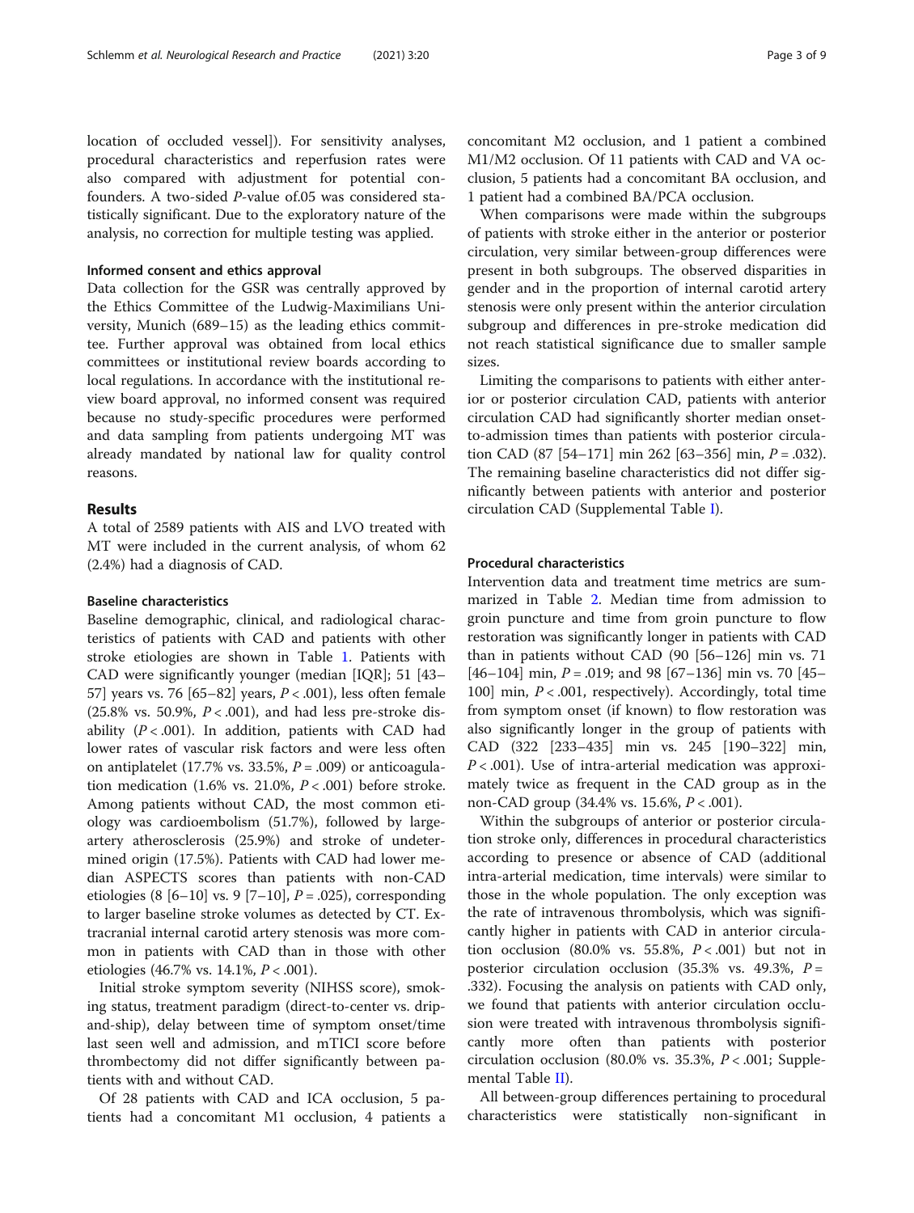location of occluded vessel]). For sensitivity analyses, procedural characteristics and reperfusion rates were also compared with adjustment for potential confounders. A two-sided P-value of.05 was considered statistically significant. Due to the exploratory nature of the analysis, no correction for multiple testing was applied.

### Informed consent and ethics approval

Data collection for the GSR was centrally approved by the Ethics Committee of the Ludwig-Maximilians University, Munich (689–15) as the leading ethics committee. Further approval was obtained from local ethics committees or institutional review boards according to local regulations. In accordance with the institutional review board approval, no informed consent was required because no study-specific procedures were performed and data sampling from patients undergoing MT was already mandated by national law for quality control reasons.

## Results

A total of 2589 patients with AIS and LVO treated with MT were included in the current analysis, of whom 62 (2.4%) had a diagnosis of CAD.

### Baseline characteristics

Baseline demographic, clinical, and radiological characteristics of patients with CAD and patients with other stroke etiologies are shown in Table 1. Patients with CAD were significantly younger (median [IQR]; 51 [43–57] years vs. 76 [65–82] years, $P < .001$), less often female (25.8% vs. 50.9%, $P < .001$), and had less pre-stroke disability ($P < .001$). In addition, patients with CAD had lower rates of vascular risk factors and were less often on antiplatelet (17.7% vs. 33.5%, $P = .009$) or anticoagulation medication (1.6% vs. 21.0%, $P < .001$) before stroke. Among patients without CAD, the most common etiology was cardioembolism (51.7%), followed by large-artery atherosclerosis (25.9%) and stroke of undetermined origin (17.5%). Patients with CAD had lower median ASPECTS scores than patients with non-CAD etiologies (8 [6–10] vs. 9 [7–10], $P = .025$), corresponding to larger baseline stroke volumes as detected by CT. Extracranial internal carotid artery stenosis was more common in patients with CAD than in those with other etiologies (46.7% vs. 14.1%, $P < .001$).

Initial stroke symptom severity (NIHSS score), smoking status, treatment paradigm (direct-to-center vs. drip-and-ship), delay between time of symptom onset/time last seen well and admission, and mTICI score before thrombectomy did not differ significantly between patients with and without CAD.

Of 28 patients with CAD and ICA occlusion, 5 patients had a concomitant M1 occlusion, 4 patients a concomitant M2 occlusion, and 1 patient a combined M1/M2 occlusion. Of 11 patients with CAD and VA occlusion, 5 patients had a concomitant BA occlusion, and 1 patient had a combined BA/PCA occlusion.

When comparisons were made within the subgroups of patients with stroke either in the anterior or posterior circulation, very similar between-group differences were present in both subgroups. The observed disparities in gender and in the proportion of internal carotid artery stenosis were only present within the anterior circulation subgroup and differences in pre-stroke medication did not reach statistical significance due to smaller sample sizes.

Limiting the comparisons to patients with either anterior or posterior circulation CAD, patients with anterior circulation CAD had significantly shorter median onset-to-admission times than patients with posterior circulation CAD (87 [54–171] min 262 [63–356] min, $P = .032$). The remaining baseline characteristics did not differ significantly between patients with anterior and posterior circulation CAD (Supplemental Table I).

### Procedural characteristics

Intervention data and treatment time metrics are summarized in Table 2. Median time from admission to groin puncture and time from groin puncture to flow restoration was significantly longer in patients with CAD than in patients without CAD (90 [56–126] min vs. 71 [46–104] min, $P = .019$; and 98 [67–136] min vs. 70 [45–100] min, $P < .001$, respectively). Accordingly, total time from symptom onset (if known) to flow restoration was also significantly longer in the group of patients with CAD (322 [233–435] min vs. 245 [190–322] min, $P < .001$). Use of intra-arterial medication was approximately twice as frequent in the CAD group as in the non-CAD group (34.4% vs. 15.6%, $P < .001$).

Within the subgroups of anterior or posterior circulation stroke only, differences in procedural characteristics according to presence or absence of CAD (additional intra-arterial medication, time intervals) were similar to those in the whole population. The only exception was the rate of intravenous thrombolysis, which was significantly higher in patients with CAD in anterior circulation occlusion (80.0% vs. 55.8%, $P < .001$) but not in posterior circulation occlusion (35.3% vs. 49.3%, $P = .332$). Focusing the analysis on patients with CAD only, we found that patients with anterior circulation occlusion were treated with intravenous thrombolysis significantly more often than patients with posterior circulation occlusion (80.0% vs. 35.3%, $P < .001$; Supplemental Table II).

All between-group differences pertaining to procedural characteristics were statistically non-significant in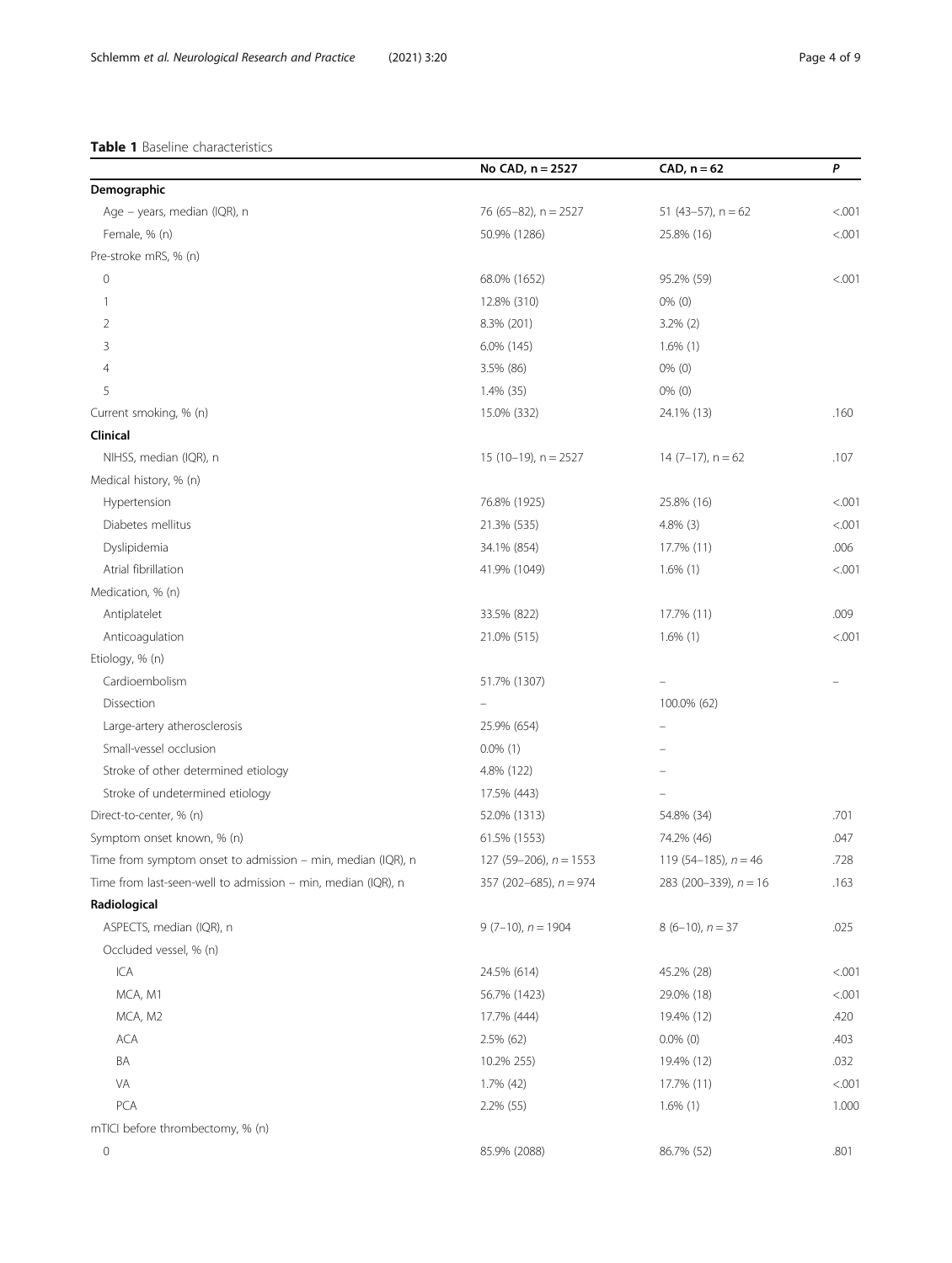**Table 1** Baseline characteristics

| | No CAD, n = 2527 | CAD, n = 62 | *P* |
|---|---|---|---|
| **Demographic** | | | |
| Age – years, median (IQR), n | 76 (65–82), n = 2527 | 51 (43–57), n = 62 | <.001 |
| Female, % (n) | 50.9% (1286) | 25.8% (16) | <.001 |
| Pre-stroke mRS, % (n) | | | |
| 0 | 68.0% (1652) | 95.2% (59) | <.001 |
| 1 | 12.8% (310) | 0% (0) | |
| 2 | 8.3% (201) | 3.2% (2) | |
| 3 | 6.0% (145) | 1.6% (1) | |
| 4 | 3.5% (86) | 0% (0) | |
| 5 | 1.4% (35) | 0% (0) | |
| Current smoking, % (n) | 15.0% (332) | 24.1% (13) | .160 |
| **Clinical** | | | |
| NIHSS, median (IQR), n | 15 (10–19), n = 2527 | 14 (7–17), n = 62 | .107 |
| Medical history, % (n) | | | |
| Hypertension | 76.8% (1925) | 25.8% (16) | <.001 |
| Diabetes mellitus | 21.3% (535) | 4.8% (3) | <.001 |
| Dyslipidemia | 34.1% (854) | 17.7% (11) | .006 |
| Atrial fibrillation | 41.9% (1049) | 1.6% (1) | <.001 |
| Medication, % (n) | | | |
| Antiplatelet | 33.5% (822) | 17.7% (11) | .009 |
| Anticoagulation | 21.0% (515) | 1.6% (1) | <.001 |
| Etiology, % (n) | | | |
| Cardioembolism | 51.7% (1307) | – | – |
| Dissection | – | 100.0% (62) | |
| Large-artery atherosclerosis | 25.9% (654) | – | |
| Small-vessel occlusion | 0.0% (1) | – | |
| Stroke of other determined etiology | 4.8% (122) | – | |
| Stroke of undetermined etiology | 17.5% (443) | – | |
| Direct-to-center, % (n) | 52.0% (1313) | 54.8% (34) | .701 |
| Symptom onset known, % (n) | 61.5% (1553) | 74.2% (46) | .047 |
| Time from symptom onset to admission – min, median (IQR), n | 127 (59–206), *n* = 1553 | 119 (54–185), *n* = 46 | .728 |
| Time from last-seen-well to admission – min, median (IQR), n | 357 (202–685), *n* = 974 | 283 (200–339), *n* = 16 | .163 |
| **Radiological** | | | |
| ASPECTS, median (IQR), n | 9 (7–10), *n* = 1904 | 8 (6–10), *n* = 37 | .025 |
| Occluded vessel, % (n) | | | |
| ICA | 24.5% (614) | 45.2% (28) | <.001 |
| MCA, M1 | 56.7% (1423) | 29.0% (18) | <.001 |
| MCA, M2 | 17.7% (444) | 19.4% (12) | .420 |
| ACA | 2.5% (62) | 0.0% (0) | .403 |
| BA | 10.2% 255) | 19.4% (12) | .032 |
| VA | 1.7% (42) | 17.7% (11) | <.001 |
| PCA | 2.2% (55) | 1.6% (1) | 1.000 |
| mTICI before thrombectomy, % (n) | | | |
| 0 | 85.9% (2088) | 86.7% (52) | .801 |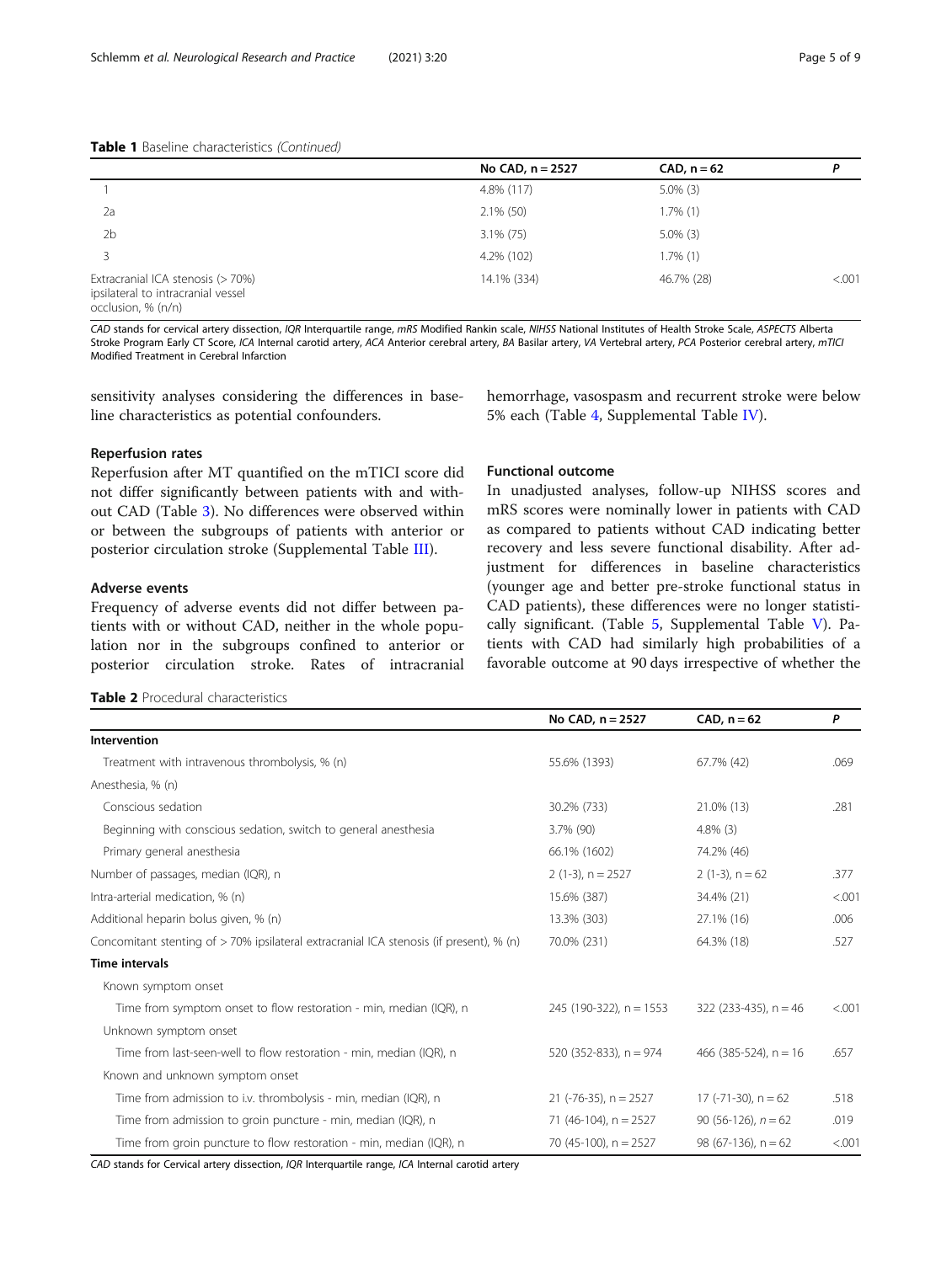**Table 1** Baseline characteristics *(Continued)*

| | No CAD, n = 2527 | CAD, n = 62 | P |
|---|---|---|---|
| 1 | 4.8% (117) | 5.0% (3) | |
| 2a | 2.1% (50) | 1.7% (1) | |
| 2b | 3.1% (75) | 5.0% (3) | |
| 3 | 4.2% (102) | 1.7% (1) | |
| Extracranial ICA stenosis (> 70%) ipsilateral to intracranial vessel occlusion, % (n/n) | 14.1% (334) | 46.7% (28) | <.001 |

*CAD* stands for cervical artery dissection, *IQR* Interquartile range, *mRS* Modified Rankin scale, *NIHSS* National Institutes of Health Stroke Scale, *ASPECTS* Alberta Stroke Program Early CT Score, *ICA* Internal carotid artery, *ACA* Anterior cerebral artery, *BA* Basilar artery, *VA* Vertebral artery, *PCA* Posterior cerebral artery, *mTICI* Modified Treatment in Cerebral Infarction

sensitivity analyses considering the differences in baseline characteristics as potential confounders.

### Reperfusion rates

Reperfusion after MT quantified on the mTICI score did not differ significantly between patients with and without CAD (Table 3). No differences were observed within or between the subgroups of patients with anterior or posterior circulation stroke (Supplemental Table III).

### Adverse events

Frequency of adverse events did not differ between patients with or without CAD, neither in the whole population nor in the subgroups confined to anterior or posterior circulation stroke. Rates of intracranial hemorrhage, vasospasm and recurrent stroke were below 5% each (Table 4, Supplemental Table IV).

### Functional outcome

In unadjusted analyses, follow-up NIHSS scores and mRS scores were nominally lower in patients with CAD as compared to patients without CAD indicating better recovery and less severe functional disability. After adjustment for differences in baseline characteristics (younger age and better pre-stroke functional status in CAD patients), these differences were no longer statistically significant. (Table 5, Supplemental Table V). Patients with CAD had similarly high probabilities of a favorable outcome at 90 days irrespective of whether the

**Table 2** Procedural characteristics

| | No CAD, n = 2527 | CAD, n = 62 | P |
|---|---|---|---|
| **Intervention** | | | |
| Treatment with intravenous thrombolysis, % (n) | 55.6% (1393) | 67.7% (42) | .069 |
| Anesthesia, % (n) | | | |
| Conscious sedation | 30.2% (733) | 21.0% (13) | .281 |
| Beginning with conscious sedation, switch to general anesthesia | 3.7% (90) | 4.8% (3) | |
| Primary general anesthesia | 66.1% (1602) | 74.2% (46) | |
| Number of passages, median (IQR), n | 2 (1-3), n = 2527 | 2 (1-3), n = 62 | .377 |
| Intra-arterial medication, % (n) | 15.6% (387) | 34.4% (21) | <.001 |
| Additional heparin bolus given, % (n) | 13.3% (303) | 27.1% (16) | .006 |
| Concomitant stenting of > 70% ipsilateral extracranial ICA stenosis (if present), % (n) | 70.0% (231) | 64.3% (18) | .527 |
| **Time intervals** | | | |
| Known symptom onset | | | |
| Time from symptom onset to flow restoration - min, median (IQR), n | 245 (190-322), n = 1553 | 322 (233-435), n = 46 | <.001 |
| Unknown symptom onset | | | |
| Time from last-seen-well to flow restoration - min, median (IQR), n | 520 (352-833), n = 974 | 466 (385-524), n = 16 | .657 |
| Known and unknown symptom onset | | | |
| Time from admission to i.v. thrombolysis - min, median (IQR), n | 21 (-76-35), n = 2527 | 17 (-71-30), n = 62 | .518 |
| Time from admission to groin puncture - min, median (IQR), n | 71 (46-104), n = 2527 | 90 (56-126), n = 62 | .019 |
| Time from groin puncture to flow restoration - min, median (IQR), n | 70 (45-100), n = 2527 | 98 (67-136), n = 62 | <.001 |

*CAD* stands for Cervical artery dissection, *IQR* Interquartile range, *ICA* Internal carotid artery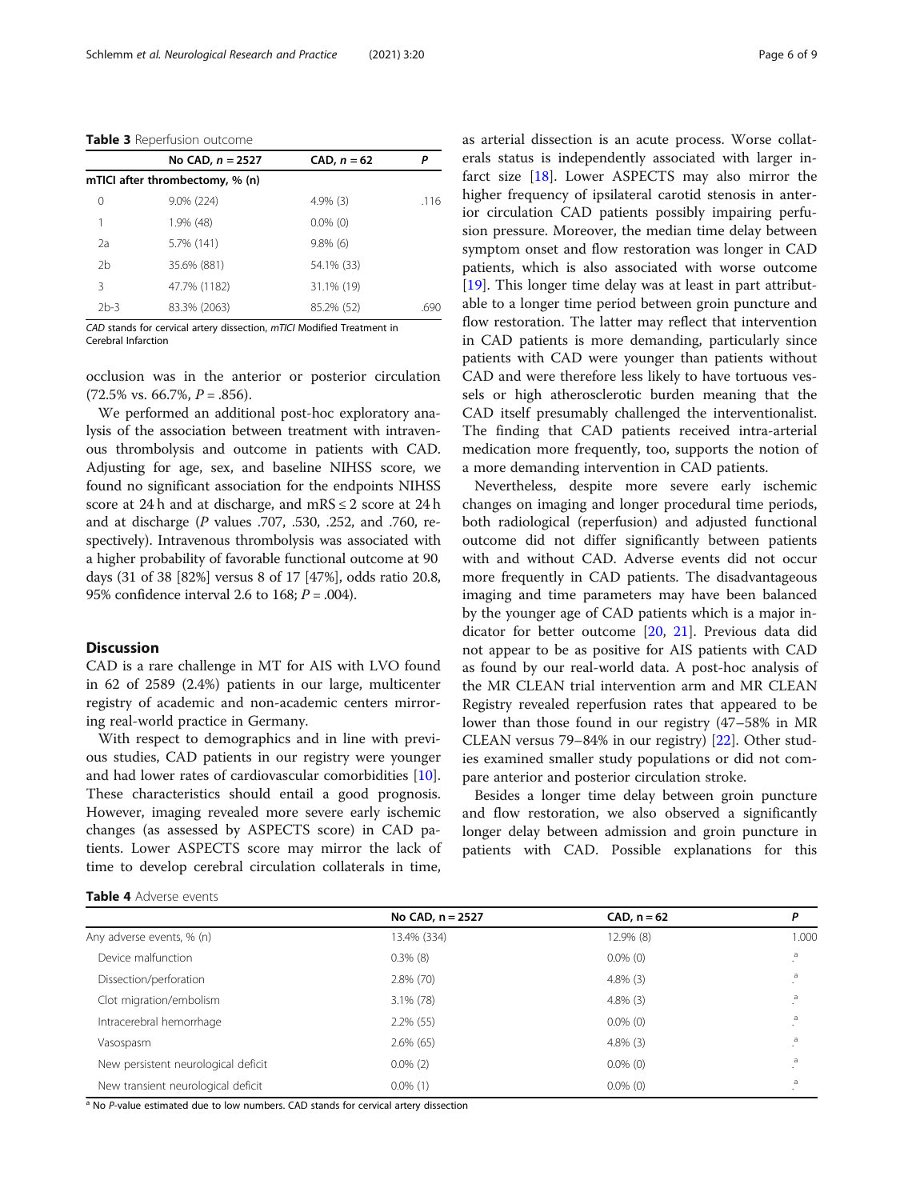**Table 3** Reperfusion outcome

| | No CAD, *n* = 2527 | CAD, *n* = 62 | *P* |
|---|---|---|---|
| mTICI after thrombectomy, % (n) | | | |
| 0 | 9.0% (224) | 4.9% (3) | .116 |
| 1 | 1.9% (48) | 0.0% (0) | |
| 2a | 5.7% (141) | 9.8% (6) | |
| 2b | 35.6% (881) | 54.1% (33) | |
| 3 | 47.7% (1182) | 31.1% (19) | |
| 2b-3 | 83.3% (2063) | 85.2% (52) | .690 |

*CAD* stands for cervical artery dissection, *mTICI* Modified Treatment in Cerebral Infarction

occlusion was in the anterior or posterior circulation (72.5% vs. 66.7%, *P* = .856).

We performed an additional post-hoc exploratory analysis of the association between treatment with intravenous thrombolysis and outcome in patients with CAD. Adjusting for age, sex, and baseline NIHSS score, we found no significant association for the endpoints NIHSS score at 24 h and at discharge, and mRS ≤ 2 score at 24 h and at discharge (*P* values .707, .530, .252, and .760, respectively). Intravenous thrombolysis was associated with a higher probability of favorable functional outcome at 90 days (31 of 38 [82%] versus 8 of 17 [47%], odds ratio 20.8, 95% confidence interval 2.6 to 168; *P* = .004).

## Discussion

CAD is a rare challenge in MT for AIS with LVO found in 62 of 2589 (2.4%) patients in our large, multicenter registry of academic and non-academic centers mirroring real-world practice in Germany.

With respect to demographics and in line with previous studies, CAD patients in our registry were younger and had lower rates of cardiovascular comorbidities [10]. These characteristics should entail a good prognosis. However, imaging revealed more severe early ischemic changes (as assessed by ASPECTS score) in CAD patients. Lower ASPECTS score may mirror the lack of time to develop cerebral circulation collaterals in time, as arterial dissection is an acute process. Worse collaterals status is independently associated with larger infarct size [18]. Lower ASPECTS may also mirror the higher frequency of ipsilateral carotid stenosis in anterior circulation CAD patients possibly impairing perfusion pressure. Moreover, the median time delay between symptom onset and flow restoration was longer in CAD patients, which is also associated with worse outcome [19]. This longer time delay was at least in part attributable to a longer time period between groin puncture and flow restoration. The latter may reflect that intervention in CAD patients is more demanding, particularly since patients with CAD were younger than patients without CAD and were therefore less likely to have tortuous vessels or high atherosclerotic burden meaning that the CAD itself presumably challenged the interventionalist. The finding that CAD patients received intra-arterial medication more frequently, too, supports the notion of a more demanding intervention in CAD patients.

Nevertheless, despite more severe early ischemic changes on imaging and longer procedural time periods, both radiological (reperfusion) and adjusted functional outcome did not differ significantly between patients with and without CAD. Adverse events did not occur more frequently in CAD patients. The disadvantageous imaging and time parameters may have been balanced by the younger age of CAD patients which is a major indicator for better outcome [20, 21]. Previous data did not appear to be as positive for AIS patients with CAD as found by our real-world data. A post-hoc analysis of the MR CLEAN trial intervention arm and MR CLEAN Registry revealed reperfusion rates that appeared to be lower than those found in our registry (47–58% in MR CLEAN versus 79–84% in our registry) [22]. Other studies examined smaller study populations or did not compare anterior and posterior circulation stroke.

Besides a longer time delay between groin puncture and flow restoration, we also observed a significantly longer delay between admission and groin puncture in patients with CAD. Possible explanations for this

**Table 4** Adverse events

| | No CAD, n = 2527 | CAD, n = 62 | *P* |
|---|---|---|---|
| Any adverse events, % (n) | 13.4% (334) | 12.9% (8) | 1.000 |
| Device malfunction | 0.3% (8) | 0.0% (0) | .[a] |
| Dissection/perforation | 2.8% (70) | 4.8% (3) | .[a] |
| Clot migration/embolism | 3.1% (78) | 4.8% (3) | .[a] |
| Intracerebral hemorrhage | 2.2% (55) | 0.0% (0) | .[a] |
| Vasospasm | 2.6% (65) | 4.8% (3) | .[a] |
| New persistent neurological deficit | 0.0% (2) | 0.0% (0) | .[a] |
| New transient neurological deficit | 0.0% (1) | 0.0% (0) | .[a] |

[a] No *P*-value estimated due to low numbers. CAD stands for cervical artery dissection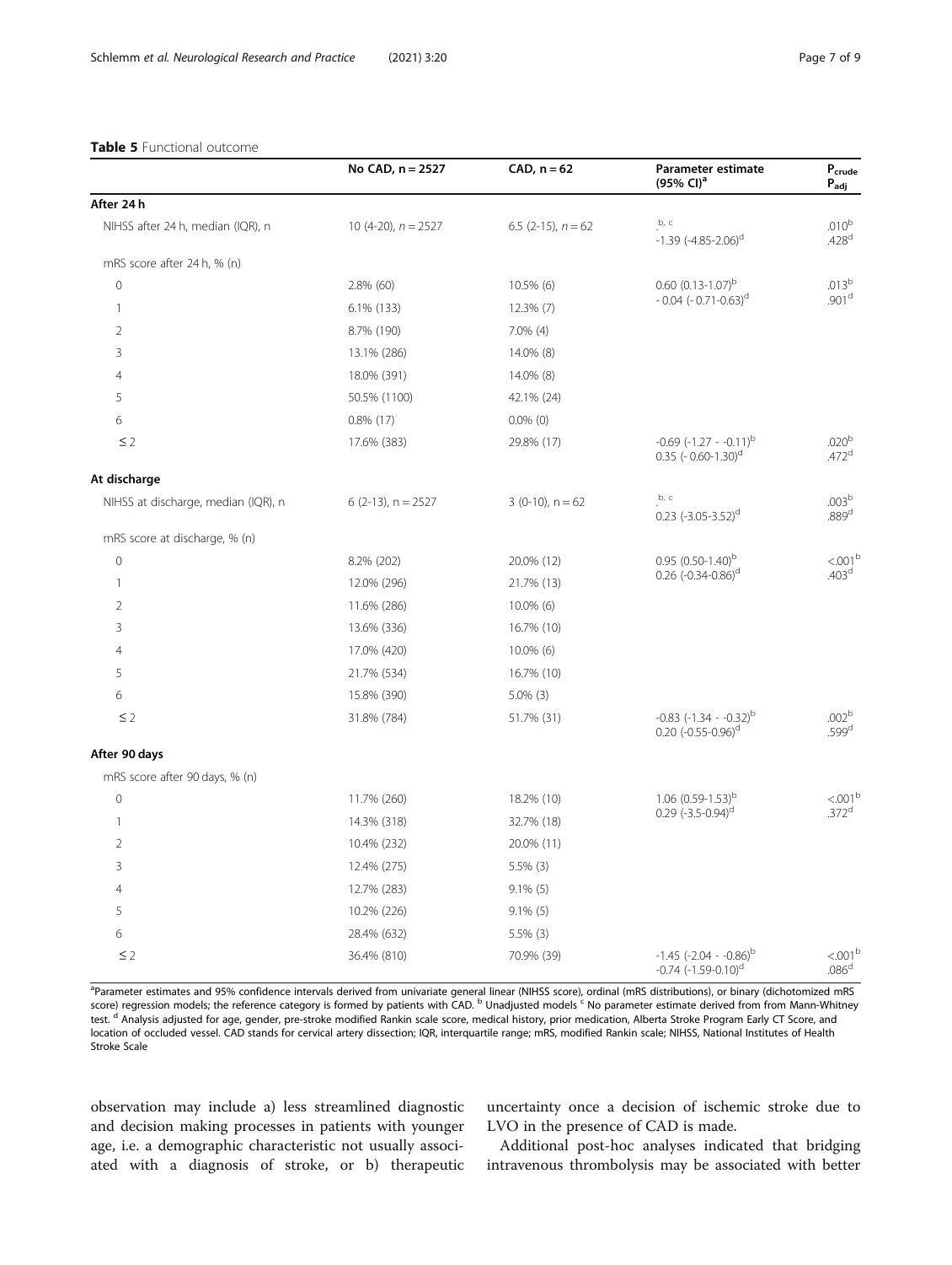**Table 5** Functional outcome

| | No CAD, n = 2527 | CAD, n = 62 | Parameter estimate (95% CI)[a] | $P_{crude}$ $P_{adj}$ |
|---|---|---|---|---|
| **After 24 h** | | | | |
| NIHSS after 24 h, median (IQR), n | 10 (4-20), n = 2527 | 6.5 (2-15), n = 62 | .[b, c] -1.39 (-4.85-2.06)[d] | .010[b] .428[d] |
| mRS score after 24 h, % (n) | | | | |
| 0 | 2.8% (60) | 10.5% (6) | 0.60 (0.13-1.07)[b] - 0.04 (- 0.71-0.63)[d] | .013[b] .901[d] |
| 1 | 6.1% (133) | 12.3% (7) | | |
| 2 | 8.7% (190) | 7.0% (4) | | |
| 3 | 13.1% (286) | 14.0% (8) | | |
| 4 | 18.0% (391) | 14.0% (8) | | |
| 5 | 50.5% (1100) | 42.1% (24) | | |
| 6 | 0.8% (17) | 0.0% (0) | | |
| ≤ 2 | 17.6% (383) | 29.8% (17) | -0.69 (-1.27 - -0.11)[b] 0.35 (- 0.60-1.30)[d] | .020[b] .472[d] |
| **At discharge** | | | | |
| NIHSS at discharge, median (IQR), n | 6 (2-13), n = 2527 | 3 (0-10), n = 62 | .[b, c] 0.23 (-3.05-3.52)[d] | .003[b] .889[d] |
| mRS score at discharge, % (n) | | | | |
| 0 | 8.2% (202) | 20.0% (12) | 0.95 (0.50-1.40)[b] 0.26 (-0.34-0.86)[d] | <.001[b] .403[d] |
| 1 | 12.0% (296) | 21.7% (13) | | |
| 2 | 11.6% (286) | 10.0% (6) | | |
| 3 | 13.6% (336) | 16.7% (10) | | |
| 4 | 17.0% (420) | 10.0% (6) | | |
| 5 | 21.7% (534) | 16.7% (10) | | |
| 6 | 15.8% (390) | 5.0% (3) | | |
| ≤ 2 | 31.8% (784) | 51.7% (31) | -0.83 (-1.34 - -0.32)[b] 0.20 (-0.55-0.96)[d] | .002[b] .599[d] |
| **After 90 days** | | | | |
| mRS score after 90 days, % (n) | | | | |
| 0 | 11.7% (260) | 18.2% (10) | 1.06 (0.59-1.53)[b] 0.29 (-3.5-0.94)[d] | <.001[b] .372[d] |
| 1 | 14.3% (318) | 32.7% (18) | | |
| 2 | 10.4% (232) | 20.0% (11) | | |
| 3 | 12.4% (275) | 5.5% (3) | | |
| 4 | 12.7% (283) | 9.1% (5) | | |
| 5 | 10.2% (226) | 9.1% (5) | | |
| 6 | 28.4% (632) | 5.5% (3) | | |
| ≤ 2 | 36.4% (810) | 70.9% (39) | -1.45 (-2.04 - -0.86)[b] -0.74 (-1.59-0.10)[d] | <.001[b] .086[d] |

[a]Parameter estimates and 95% confidence intervals derived from univariate general linear (NIHSS score), ordinal (mRS distributions), or binary (dichotomized mRS score) regression models; the reference category is formed by patients with CAD. [b] Unadjusted models [c] No parameter estimate derived from from Mann-Whitney test. [d] Analysis adjusted for age, gender, pre-stroke modified Rankin scale score, medical history, prior medication, Alberta Stroke Program Early CT Score, and location of occluded vessel. CAD stands for cervical artery dissection; IQR, interquartile range; mRS, modified Rankin scale; NIHSS, National Institutes of Health Stroke Scale

observation may include a) less streamlined diagnostic and decision making processes in patients with younger age, i.e. a demographic characteristic not usually associated with a diagnosis of stroke, or b) therapeutic uncertainty once a decision of ischemic stroke due to LVO in the presence of CAD is made.

Additional post-hoc analyses indicated that bridging intravenous thrombolysis may be associated with better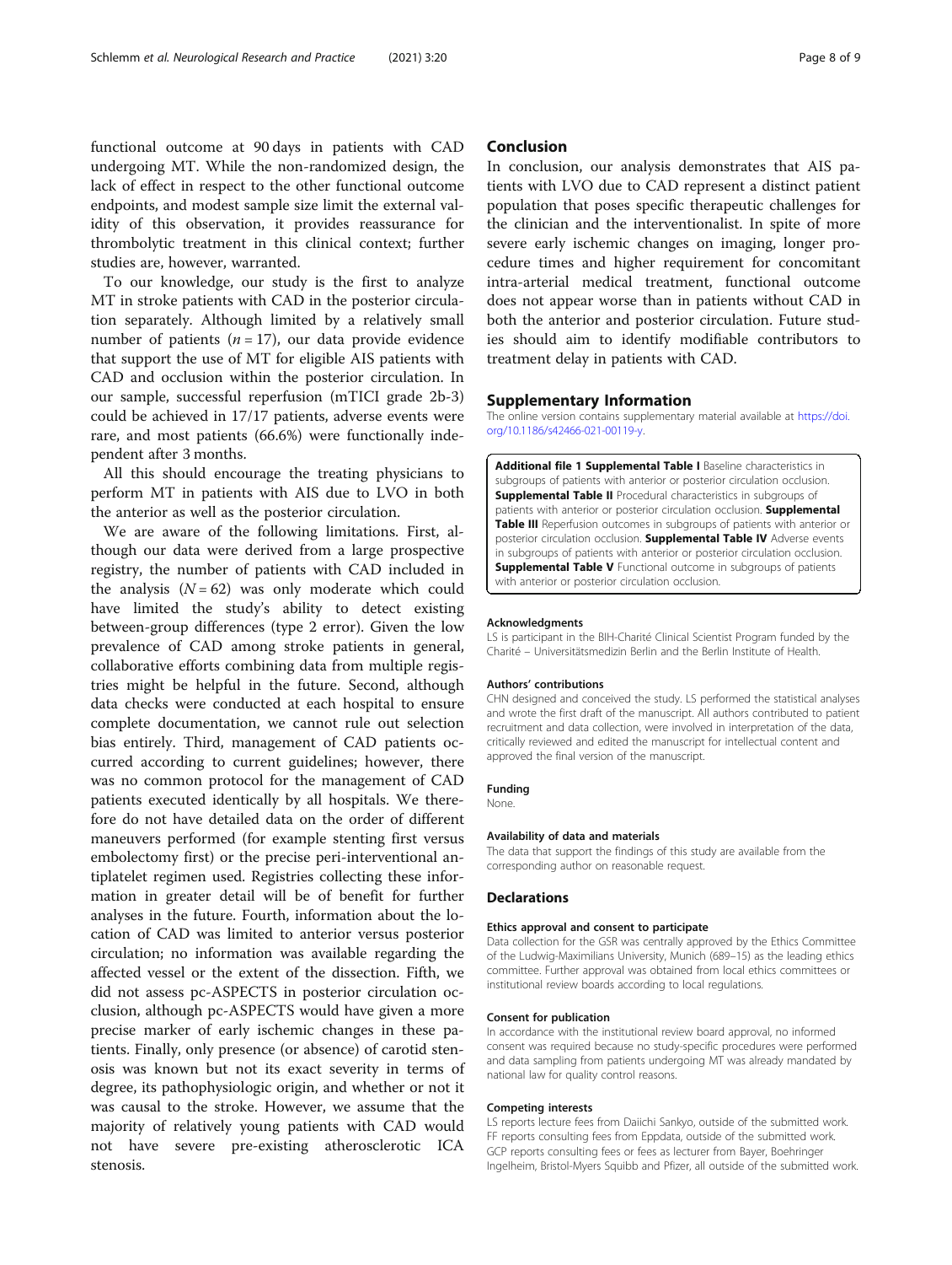functional outcome at 90 days in patients with CAD undergoing MT. While the non-randomized design, the lack of effect in respect to the other functional outcome endpoints, and modest sample size limit the external validity of this observation, it provides reassurance for thrombolytic treatment in this clinical context; further studies are, however, warranted.

To our knowledge, our study is the first to analyze MT in stroke patients with CAD in the posterior circulation separately. Although limited by a relatively small number of patients ($n = 17$), our data provide evidence that support the use of MT for eligible AIS patients with CAD and occlusion within the posterior circulation. In our sample, successful reperfusion (mTICI grade 2b-3) could be achieved in 17/17 patients, adverse events were rare, and most patients (66.6%) were functionally independent after 3 months.

All this should encourage the treating physicians to perform MT in patients with AIS due to LVO in both the anterior as well as the posterior circulation.

We are aware of the following limitations. First, although our data were derived from a large prospective registry, the number of patients with CAD included in the analysis ($N = 62$) was only moderate which could have limited the study's ability to detect existing between-group differences (type 2 error). Given the low prevalence of CAD among stroke patients in general, collaborative efforts combining data from multiple registries might be helpful in the future. Second, although data checks were conducted at each hospital to ensure complete documentation, we cannot rule out selection bias entirely. Third, management of CAD patients occurred according to current guidelines; however, there was no common protocol for the management of CAD patients executed identically by all hospitals. We therefore do not have detailed data on the order of different maneuvers performed (for example stenting first versus embolectomy first) or the precise peri-interventional antiplatelet regimen used. Registries collecting these information in greater detail will be of benefit for further analyses in the future. Fourth, information about the location of CAD was limited to anterior versus posterior circulation; no information was available regarding the affected vessel or the extent of the dissection. Fifth, we did not assess pc-ASPECTS in posterior circulation occlusion, although pc-ASPECTS would have given a more precise marker of early ischemic changes in these patients. Finally, only presence (or absence) of carotid stenosis was known but not its exact severity in terms of degree, its pathophysiologic origin, and whether or not it was causal to the stroke. However, we assume that the majority of relatively young patients with CAD would not have severe pre-existing atherosclerotic ICA stenosis.

## Conclusion

In conclusion, our analysis demonstrates that AIS patients with LVO due to CAD represent a distinct patient population that poses specific therapeutic challenges for the clinician and the interventionalist. In spite of more severe early ischemic changes on imaging, longer procedure times and higher requirement for concomitant intra-arterial medical treatment, functional outcome does not appear worse than in patients without CAD in both the anterior and posterior circulation. Future studies should aim to identify modifiable contributors to treatment delay in patients with CAD.

## Supplementary Information

The online version contains supplementary material available at https://doi.org/10.1186/s42466-021-00119-y.

**Additional file 1 Supplemental Table I** Baseline characteristics in subgroups of patients with anterior or posterior circulation occlusion. **Supplemental Table II** Procedural characteristics in subgroups of patients with anterior or posterior circulation occlusion. **Supplemental Table III** Reperfusion outcomes in subgroups of patients with anterior or posterior circulation occlusion. **Supplemental Table IV** Adverse events in subgroups of patients with anterior or posterior circulation occlusion. **Supplemental Table V** Functional outcome in subgroups of patients with anterior or posterior circulation occlusion.

### Acknowledgments

LS is participant in the BIH-Charité Clinical Scientist Program funded by the Charité – Universitätsmedizin Berlin and the Berlin Institute of Health.

### Authors' contributions

CHN designed and conceived the study. LS performed the statistical analyses and wrote the first draft of the manuscript. All authors contributed to patient recruitment and data collection, were involved in interpretation of the data, critically reviewed and edited the manuscript for intellectual content and approved the final version of the manuscript.

### Funding

None.

### Availability of data and materials

The data that support the findings of this study are available from the corresponding author on reasonable request.

## Declarations

### Ethics approval and consent to participate

Data collection for the GSR was centrally approved by the Ethics Committee of the Ludwig-Maximilians University, Munich (689–15) as the leading ethics committee. Further approval was obtained from local ethics committees or institutional review boards according to local regulations.

### Consent for publication

In accordance with the institutional review board approval, no informed consent was required because no study-specific procedures were performed and data sampling from patients undergoing MT was already mandated by national law for quality control reasons.

### Competing interests

LS reports lecture fees from Daiichi Sankyo, outside of the submitted work. FF reports consulting fees from Eppdata, outside of the submitted work. GCP reports consulting fees or fees as lecturer from Bayer, Boehringer Ingelheim, Bristol-Myers Squibb and Pfizer, all outside of the submitted work.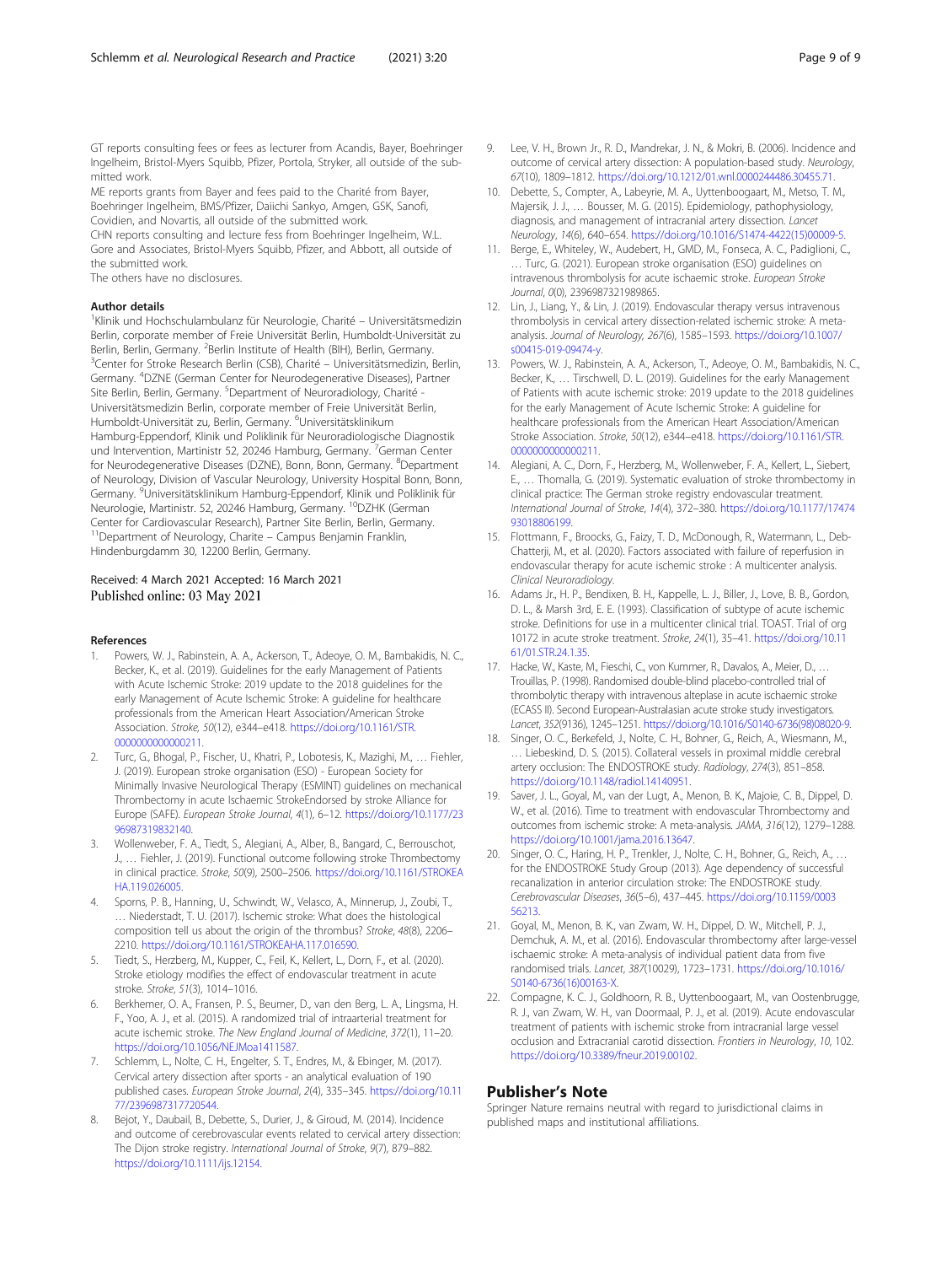GT reports consulting fees or fees as lecturer from Acandis, Bayer, Boehringer Ingelheim, Bristol-Myers Squibb, Pfizer, Portola, Stryker, all outside of the submitted work.

ME reports grants from Bayer and fees paid to the Charité from Bayer, Boehringer Ingelheim, BMS/Pfizer, Daiichi Sankyo, Amgen, GSK, Sanofi, Covidien, and Novartis, all outside of the submitted work.

CHN reports consulting and lecture fess from Boehringer Ingelheim, W.L. Gore and Associates, Bristol-Myers Squibb, Pfizer, and Abbott, all outside of the submitted work.

The others have no disclosures.

#### Author details

[1]Klinik und Hochschulambulanz für Neurologie, Charité – Universitätsmedizin Berlin, corporate member of Freie Universität Berlin, Humboldt-Universität zu Berlin, Berlin, Germany. [2]Berlin Institute of Health (BIH), Berlin, Germany. [3]Center for Stroke Research Berlin (CSB), Charité – Universitätsmedizin, Berlin, Germany. [4]DZNE (German Center for Neurodegenerative Diseases), Partner Site Berlin, Berlin, Germany. [5]Department of Neuroradiology, Charité - Universitätsmedizin Berlin, corporate member of Freie Universität Berlin, Humboldt-Universität zu, Berlin, Germany. [6]Universitätsklinikum Hamburg-Eppendorf, Klinik und Poliklinik für Neuroradiologische Diagnostik und Intervention, Martinistr 52, 20246 Hamburg, Germany. [7]German Center for Neurodegenerative Diseases (DZNE), Bonn, Bonn, Germany. [8]Department of Neurology, Division of Vascular Neurology, University Hospital Bonn, Bonn, Germany. [9]Universitätsklinikum Hamburg-Eppendorf, Klinik und Poliklinik für Neurologie, Martinistr. 52, 20246 Hamburg, Germany. [10]DZHK (German Center for Cardiovascular Research), Partner Site Berlin, Berlin, Germany. [11]Department of Neurology, Charite – Campus Benjamin Franklin, Hindenburgdamm 30, 12200 Berlin, Germany.

Received: 4 March 2021 Accepted: 16 March 2021
Published online: 03 May 2021

#### References

1. Powers, W. J., Rabinstein, A. A., Ackerson, T., Adeoye, O. M., Bambakidis, N. C., Becker, K., et al. (2019). Guidelines for the early Management of Patients with Acute Ischemic Stroke: 2019 update to the 2018 guidelines for the early Management of Acute Ischemic Stroke: A guideline for healthcare professionals from the American Heart Association/American Stroke Association. *Stroke*, *50*(12), e344–e418. https://doi.org/10.1161/STR.0000000000000211.
2. Turc, G., Bhogal, P., Fischer, U., Khatri, P., Lobotesis, K., Mazighi, M., … Fiehler, J. (2019). European stroke organisation (ESO) - European Society for Minimally Invasive Neurological Therapy (ESMINT) guidelines on mechanical Thrombectomy in acute Ischaemic StrokeEndorsed by stroke Alliance for Europe (SAFE). *European Stroke Journal*, *4*(1), 6–12. https://doi.org/10.1177/2396987319832140.
3. Wollenweber, F. A., Tiedt, S., Alegiani, A., Alber, B., Bangard, C., Berrouschot, J., … Fiehler, J. (2019). Functional outcome following stroke Thrombectomy in clinical practice. *Stroke*, *50*(9), 2500–2506. https://doi.org/10.1161/STROKEAHA.119.026005.
4. Sporns, P. B., Hanning, U., Schwindt, W., Velasco, A., Minnerup, J., Zoubi, T., … Niederstadt, T. U. (2017). Ischemic stroke: What does the histological composition tell us about the origin of the thrombus? *Stroke*, *48*(8), 2206–2210. https://doi.org/10.1161/STROKEAHA.117.016590.
5. Tiedt, S., Herzberg, M., Kupper, C., Feil, K., Kellert, L., Dorn, F., et al. (2020). Stroke etiology modifies the effect of endovascular treatment in acute stroke. *Stroke*, *51*(3), 1014–1016.
6. Berkhemer, O. A., Fransen, P. S., Beumer, D., van den Berg, L. A., Lingsma, H. F., Yoo, A. J., et al. (2015). A randomized trial of intraarterial treatment for acute ischemic stroke. *The New England Journal of Medicine*, *372*(1), 11–20. https://doi.org/10.1056/NEJMoa1411587.
7. Schlemm, L., Nolte, C. H., Engelter, S. T., Endres, M., & Ebinger, M. (2017). Cervical artery dissection after sports - an analytical evaluation of 190 published cases. *European Stroke Journal*, *2*(4), 335–345. https://doi.org/10.1177/2396987317720544.
8. Bejot, Y., Daubail, B., Debette, S., Durier, J., & Giroud, M. (2014). Incidence and outcome of cerebrovascular events related to cervical artery dissection: The Dijon stroke registry. *International Journal of Stroke*, *9*(7), 879–882. https://doi.org/10.1111/ijs.12154.
9. Lee, V. H., Brown Jr., R. D., Mandrekar, J. N., & Mokri, B. (2006). Incidence and outcome of cervical artery dissection: A population-based study. *Neurology*, *67*(10), 1809–1812. https://doi.org/10.1212/01.wnl.0000244486.30455.71.
10. Debette, S., Compter, A., Labeyrie, M. A., Uyttenboogaart, M., Metso, T. M., Majersik, J. J., … Bousser, M. G. (2015). Epidemiology, pathophysiology, diagnosis, and management of intracranial artery dissection. *Lancet Neurology*, *14*(6), 640–654. https://doi.org/10.1016/S1474-4422(15)00009-5.
11. Berge, E., Whiteley, W., Audebert, H., GMD, M., Fonseca, A. C., Padiglioni, C., … Turc, G. (2021). European stroke organisation (ESO) guidelines on intravenous thrombolysis for acute ischaemic stroke. *European Stroke Journal*, *0*(0), 2396987321989865.
12. Lin, J., Liang, Y., & Lin, J. (2019). Endovascular therapy versus intravenous thrombolysis in cervical artery dissection-related ischemic stroke: A meta-analysis. *Journal of Neurology*, *267*(6), 1585–1593. https://doi.org/10.1007/s00415-019-09474-y.
13. Powers, W. J., Rabinstein, A. A., Ackerson, T., Adeoye, O. M., Bambakidis, N. C., Becker, K., … Tirschwell, D. L. (2019). Guidelines for the early Management of Patients with acute ischemic stroke: 2019 update to the 2018 guidelines for the early Management of Acute Ischemic Stroke: A guideline for healthcare professionals from the American Heart Association/American Stroke Association. *Stroke*, *50*(12), e344–e418. https://doi.org/10.1161/STR.0000000000000211.
14. Alegiani, A. C., Dorn, F., Herzberg, M., Wollenweber, F. A., Kellert, L., Siebert, E., … Thomalla, G. (2019). Systematic evaluation of stroke thrombectomy in clinical practice: The German stroke registry endovascular treatment. *International Journal of Stroke*, *14*(4), 372–380. https://doi.org/10.1177/1747493018806199.
15. Flottmann, F., Broocks, G., Faizy, T. D., McDonough, R., Watermann, L., Deb-Chatterji, M., et al. (2020). Factors associated with failure of reperfusion in endovascular therapy for acute ischemic stroke : A multicenter analysis. *Clinical Neuroradiology*.
16. Adams Jr., H. P., Bendixen, B. H., Kappelle, L. J., Biller, J., Love, B. B., Gordon, D. L., & Marsh 3rd, E. E. (1993). Classification of subtype of acute ischemic stroke. Definitions for use in a multicenter clinical trial. TOAST. Trial of org 10172 in acute stroke treatment. *Stroke*, *24*(1), 35–41. https://doi.org/10.1161/01.STR.24.1.35.
17. Hacke, W., Kaste, M., Fieschi, C., von Kummer, R., Davalos, A., Meier, D., … Trouillas, P. (1998). Randomised double-blind placebo-controlled trial of thrombolytic therapy with intravenous alteplase in acute ischaemic stroke (ECASS II). Second European-Australasian acute stroke study investigators. *Lancet*, *352*(9136), 1245–1251. https://doi.org/10.1016/S0140-6736(98)08020-9.
18. Singer, O. C., Berkefeld, J., Nolte, C. H., Bohner, G., Reich, A., Wiesmann, M., … Liebeskind, D. S. (2015). Collateral vessels in proximal middle cerebral artery occlusion: The ENDOSTROKE study. *Radiology*, *274*(3), 851–858. https://doi.org/10.1148/radiol.14140951.
19. Saver, J. L., Goyal, M., van der Lugt, A., Menon, B. K., Majoie, C. B., Dippel, D. W., et al. (2016). Time to treatment with endovascular Thrombectomy and outcomes from ischemic stroke: A meta-analysis. *JAMA*, *316*(12), 1279–1288. https://doi.org/10.1001/jama.2016.13647.
20. Singer, O. C., Haring, H. P., Trenkler, J., Nolte, C. H., Bohner, G., Reich, A., … for the ENDOSTROKE Study Group (2013). Age dependency of successful recanalization in anterior circulation stroke: The ENDOSTROKE study. *Cerebrovascular Diseases*, *36*(5–6), 437–445. https://doi.org/10.1159/000356213.
21. Goyal, M., Menon, B. K., van Zwam, W. H., Dippel, D. W., Mitchell, P. J., Demchuk, A. M., et al. (2016). Endovascular thrombectomy after large-vessel ischaemic stroke: A meta-analysis of individual patient data from five randomised trials. *Lancet*, *387*(10029), 1723–1731. https://doi.org/10.1016/S0140-6736(16)00163-X.
22. Compagne, K. C. J., Goldhoorn, R. B., Uyttenboogaart, M., van Oostenbrugge, R. J., van Zwam, W. H., van Doormaal, P. J., et al. (2019). Acute endovascular treatment of patients with ischemic stroke from intracranial large vessel occlusion and Extracranial carotid dissection. *Frontiers in Neurology*, *10*, 102. https://doi.org/10.3389/fneur.2019.00102.

## Publisher's Note

Springer Nature remains neutral with regard to jurisdictional claims in published maps and institutional affiliations.